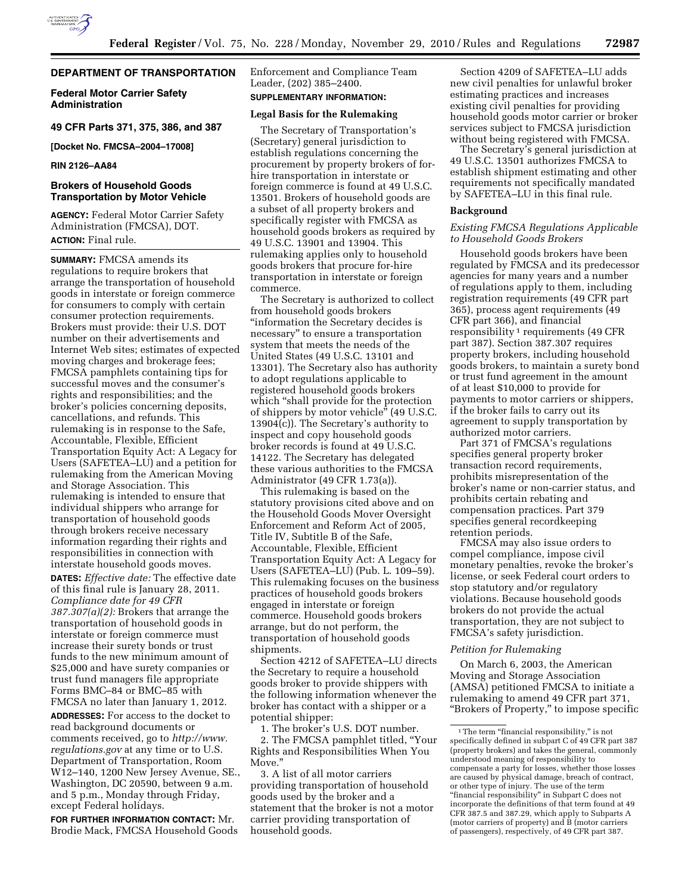## DEPARTMENT OF TRANSPORTATION

### Federal Motor Carrier Safety Administration

### 49 CFR Parts 371, 375, 386, and 387

**[Docket No. FMCSA–2004–17008]**

**RIN 2126–AA84**

## Brokers of Household Goods Transportation by Motor Vehicle

**AGENCY:** Federal Motor Carrier Safety Administration (FMCSA), DOT.

**ACTION:** Final rule.

**SUMMARY:** FMCSA amends its regulations to require brokers that arrange the transportation of household goods in interstate or foreign commerce for consumers to comply with certain consumer protection requirements. Brokers must provide: their U.S. DOT number on their advertisements and Internet Web sites; estimates of expected moving charges and brokerage fees; FMCSA pamphlets containing tips for successful moves and the consumer's rights and responsibilities; and the broker's policies concerning deposits, cancellations, and refunds. This rulemaking is in response to the Safe, Accountable, Flexible, Efficient Transportation Equity Act: A Legacy for Users (SAFETEA–LU) and a petition for rulemaking from the American Moving and Storage Association. This rulemaking is intended to ensure that individual shippers who arrange for transportation of household goods through brokers receive necessary information regarding their rights and responsibilities in connection with interstate household goods moves.

**DATES:** *Effective date:* The effective date of this final rule is January 28, 2011. *Compliance date for 49 CFR 387.307(a)(2):* Brokers that arrange the transportation of household goods in interstate or foreign commerce must increase their surety bonds or trust funds to the new minimum amount of $25,000 and have surety companies or trust fund managers file appropriate Forms BMC–84 or BMC–85 with FMCSA no later than January 1, 2012.

**ADDRESSES:** For access to the docket to read background documents or comments received, go to *http://www.regulations.gov* at any time or to U.S. Department of Transportation, Room W12–140, 1200 New Jersey Avenue, SE., Washington, DC 20590, between 9 a.m. and 5 p.m., Monday through Friday, except Federal holidays.

**FOR FURTHER INFORMATION CONTACT:** Mr. Brodie Mack, FMCSA Household Goods Enforcement and Compliance Team Leader, (202) 385–2400.

**SUPPLEMENTARY INFORMATION:**

### Legal Basis for the Rulemaking

The Secretary of Transportation's (Secretary) general jurisdiction to establish regulations concerning the procurement by property brokers of for-hire transportation in interstate or foreign commerce is found at 49 U.S.C. 13501. Brokers of household goods are a subset of all property brokers and specifically register with FMCSA as household goods brokers as required by 49 U.S.C. 13901 and 13904. This rulemaking applies only to household goods brokers that procure for-hire transportation in interstate or foreign commerce.

The Secretary is authorized to collect from household goods brokers "information the Secretary decides is necessary" to ensure a transportation system that meets the needs of the United States (49 U.S.C. 13101 and 13301). The Secretary also has authority to adopt regulations applicable to registered household goods brokers which "shall provide for the protection of shippers by motor vehicle" (49 U.S.C. 13904(c)). The Secretary's authority to inspect and copy household goods broker records is found at 49 U.S.C. 14122. The Secretary has delegated these various authorities to the FMCSA Administrator (49 CFR 1.73(a)).

This rulemaking is based on the statutory provisions cited above and on the Household Goods Mover Oversight Enforcement and Reform Act of 2005, Title IV, Subtitle B of the Safe, Accountable, Flexible, Efficient Transportation Equity Act: A Legacy for Users (SAFETEA–LU) (Pub. L. 109–59). This rulemaking focuses on the business practices of household goods brokers engaged in interstate or foreign commerce. Household goods brokers arrange, but do not perform, the transportation of household goods shipments.

Section 4212 of SAFETEA–LU directs the Secretary to require a household goods broker to provide shippers with the following information whenever the broker has contact with a shipper or a potential shipper:

1. The broker's U.S. DOT number.
2. The FMCSA pamphlet titled, "Your Rights and Responsibilities When You Move."
3. A list of all motor carriers providing transportation of household goods used by the broker and a statement that the broker is not a motor carrier providing transportation of household goods.

Section 4209 of SAFETEA–LU adds new civil penalties for unlawful broker estimating practices and increases existing civil penalties for providing household goods motor carrier or broker services subject to FMCSA jurisdiction without being registered with FMCSA.

The Secretary's general jurisdiction at 49 U.S.C. 13501 authorizes FMCSA to establish shipment estimating and other requirements not specifically mandated by SAFETEA–LU in this final rule.

### Background

#### *Existing FMCSA Regulations Applicable to Household Goods Brokers*

Household goods brokers have been regulated by FMCSA and its predecessor agencies for many years and a number of regulations apply to them, including registration requirements (49 CFR part 365), process agent requirements (49 CFR part 366), and financial responsibility[1] requirements (49 CFR part 387). Section 387.307 requires property brokers, including household goods brokers, to maintain a surety bond or trust fund agreement in the amount of at least $10,000 to provide for payments to motor carriers or shippers, if the broker fails to carry out its agreement to supply transportation by authorized motor carriers.

Part 371 of FMCSA's regulations specifies general property broker transaction record requirements, prohibits misrepresentation of the broker's name or non-carrier status, and prohibits certain rebating and compensation practices. Part 379 specifies general recordkeeping retention periods.

FMCSA may also issue orders to compel compliance, impose civil monetary penalties, revoke the broker's license, or seek Federal court orders to stop statutory and/or regulatory violations. Because household goods brokers do not provide the actual transportation, they are not subject to FMCSA's safety jurisdiction.

#### *Petition for Rulemaking*

On March 6, 2003, the American Moving and Storage Association (AMSA) petitioned FMCSA to initiate a rulemaking to amend 49 CFR part 371, "Brokers of Property," to impose specific

[1] The term "financial responsibility," is not specifically defined in subpart C of 49 CFR part 387 (property brokers) and takes the general, commonly understood meaning of responsibility to compensate a party for losses, whether those losses are caused by physical damage, breach of contract, or other type of injury. The use of the term "financial responsibility" in Subpart C does not incorporate the definitions of that term found at 49 CFR 387.5 and 387.29, which apply to Subparts A (motor carriers of property) and B (motor carriers of passengers), respectively, of 49 CFR part 387.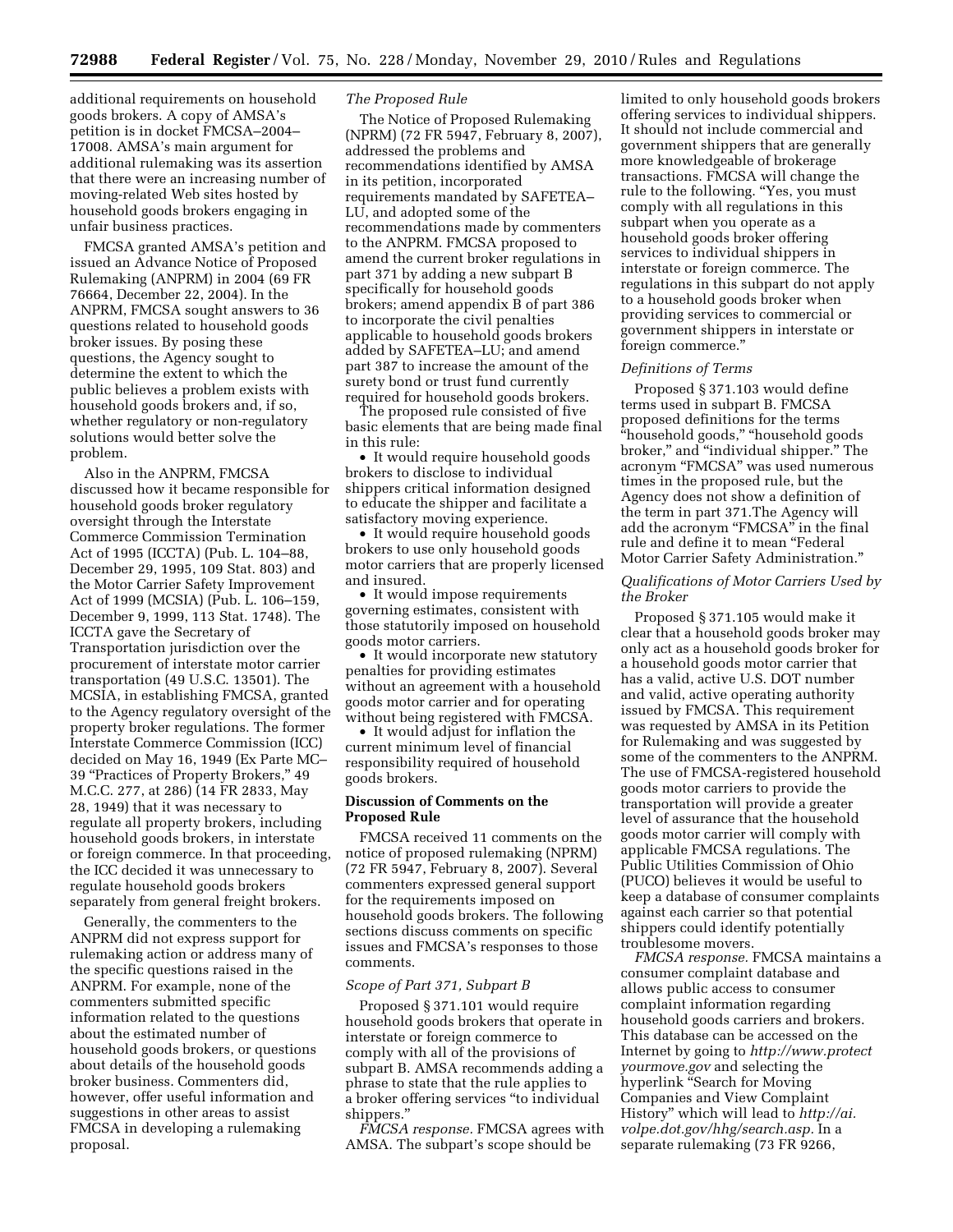additional requirements on household goods brokers. A copy of AMSA's petition is in docket FMCSA–2004–17008. AMSA's main argument for additional rulemaking was its assertion that there were an increasing number of moving-related Web sites hosted by household goods brokers engaging in unfair business practices.

FMCSA granted AMSA's petition and issued an Advance Notice of Proposed Rulemaking (ANPRM) in 2004 (69 FR 76664, December 22, 2004). In the ANPRM, FMCSA sought answers to 36 questions related to household goods broker issues. By posing these questions, the Agency sought to determine the extent to which the public believes a problem exists with household goods brokers and, if so, whether regulatory or non-regulatory solutions would better solve the problem.

Also in the ANPRM, FMCSA discussed how it became responsible for household goods broker regulatory oversight through the Interstate Commerce Commission Termination Act of 1995 (ICCTA) (Pub. L. 104–88, December 29, 1995, 109 Stat. 803) and the Motor Carrier Safety Improvement Act of 1999 (MCSIA) (Pub. L. 106–159, December 9, 1999, 113 Stat. 1748). The ICCTA gave the Secretary of Transportation jurisdiction over the procurement of interstate motor carrier transportation (49 U.S.C. 13501). The MCSIA, in establishing FMCSA, granted to the Agency regulatory oversight of the property broker regulations. The former Interstate Commerce Commission (ICC) decided on May 16, 1949 (Ex Parte MC–39 "Practices of Property Brokers," 49 M.C.C. 277, at 286) (14 FR 2833, May 28, 1949) that it was necessary to regulate all property brokers, including household goods brokers, in interstate or foreign commerce. In that proceeding, the ICC decided it was unnecessary to regulate household goods brokers separately from general freight brokers.

Generally, the commenters to the ANPRM did not express support for rulemaking action or address many of the specific questions raised in the ANPRM. For example, none of the commenters submitted specific information related to the questions about the estimated number of household goods brokers, or questions about details of the household goods broker business. Commenters did, however, offer useful information and suggestions in other areas to assist FMCSA in developing a rulemaking proposal.

*The Proposed Rule*

The Notice of Proposed Rulemaking (NPRM) (72 FR 5947, February 8, 2007), addressed the problems and recommendations identified by AMSA in its petition, incorporated requirements mandated by SAFETEA–LU, and adopted some of the recommendations made by commenters to the ANPRM. FMCSA proposed to amend the current broker regulations in part 371 by adding a new subpart B specifically for household goods brokers; amend appendix B of part 386 to incorporate the civil penalties applicable to household goods brokers added by SAFETEA–LU; and amend part 387 to increase the amount of the surety bond or trust fund currently required for household goods brokers.

The proposed rule consisted of five basic elements that are being made final in this rule:

- It would require household goods brokers to disclose to individual shippers critical information designed to educate the shipper and facilitate a satisfactory moving experience.
- It would require household goods brokers to use only household goods motor carriers that are properly licensed and insured.
- It would impose requirements governing estimates, consistent with those statutorily imposed on household goods motor carriers.
- It would incorporate new statutory penalties for providing estimates without an agreement with a household goods motor carrier and for operating without being registered with FMCSA.
- It would adjust for inflation the current minimum level of financial responsibility required of household goods brokers.

**Discussion of Comments on the Proposed Rule**

FMCSA received 11 comments on the notice of proposed rulemaking (NPRM) (72 FR 5947, February 8, 2007). Several commenters expressed general support for the requirements imposed on household goods brokers. The following sections discuss comments on specific issues and FMCSA's responses to those comments.

*Scope of Part 371, Subpart B*

Proposed § 371.101 would require household goods brokers that operate in interstate or foreign commerce to comply with all of the provisions of subpart B. AMSA recommends adding a phrase to state that the rule applies to a broker offering services "to individual shippers."

*FMCSA response.* FMCSA agrees with AMSA. The subpart's scope should be limited to only household goods brokers offering services to individual shippers. It should not include commercial and government shippers that are generally more knowledgeable of brokerage transactions. FMCSA will change the rule to the following. "Yes, you must comply with all regulations in this subpart when you operate as a household goods broker offering services to individual shippers in interstate or foreign commerce. The regulations in this subpart do not apply to a household goods broker when providing services to commercial or government shippers in interstate or foreign commerce."

*Definitions of Terms*

Proposed § 371.103 would define terms used in subpart B. FMCSA proposed definitions for the terms "household goods," "household goods broker," and "individual shipper." The acronym "FMCSA" was used numerous times in the proposed rule, but the Agency does not show a definition of the term in part 371.The Agency will add the acronym "FMCSA" in the final rule and define it to mean "Federal Motor Carrier Safety Administration."

*Qualifications of Motor Carriers Used by the Broker*

Proposed § 371.105 would make it clear that a household goods broker may only act as a household goods broker for a household goods motor carrier that has a valid, active U.S. DOT number and valid, active operating authority issued by FMCSA. This requirement was requested by AMSA in its Petition for Rulemaking and was suggested by some of the commenters to the ANPRM. The use of FMCSA-registered household goods motor carriers to provide the transportation will provide a greater level of assurance that the household goods motor carrier will comply with applicable FMCSA regulations. The Public Utilities Commission of Ohio (PUCO) believes it would be useful to keep a database of consumer complaints against each carrier so that potential shippers could identify potentially troublesome movers.

*FMCSA response.* FMCSA maintains a consumer complaint database and allows public access to consumer complaint information regarding household goods carriers and brokers. This database can be accessed on the Internet by going to *http://www.protectyourmove.gov* and selecting the hyperlink "Search for Moving Companies and View Complaint History" which will lead to *http://ai.volpe.dot.gov/hhg/search.asp.* In a separate rulemaking (73 FR 9266,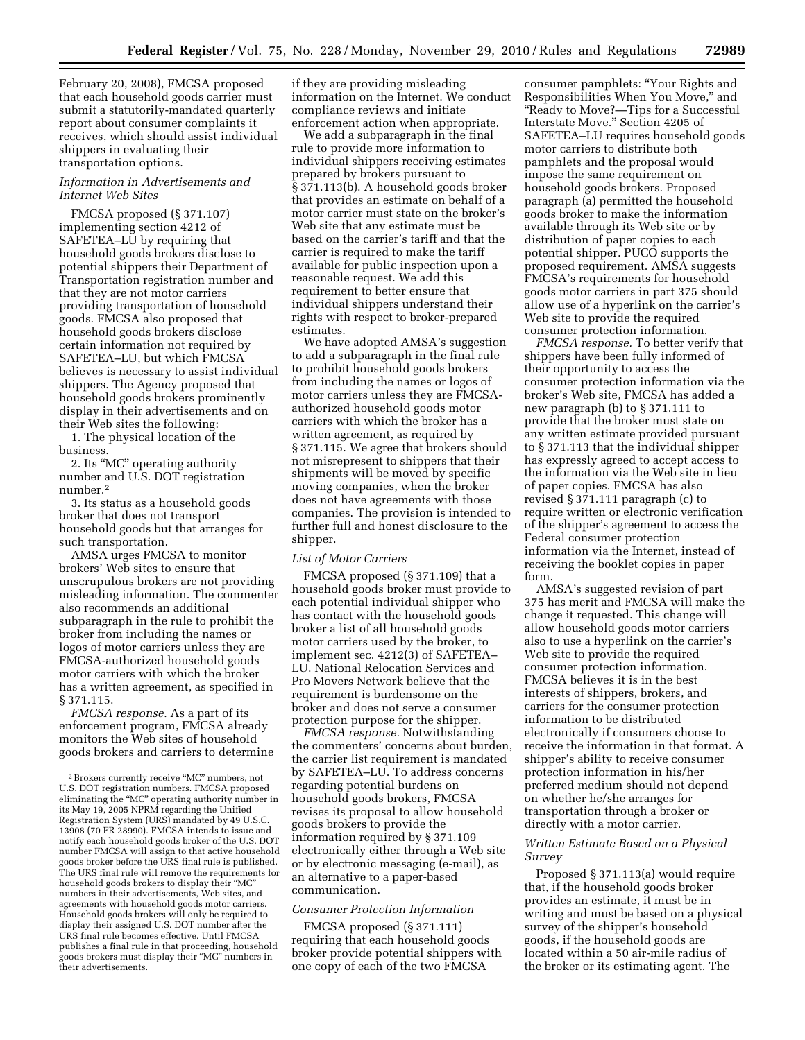February 20, 2008), FMCSA proposed that each household goods carrier must submit a statutorily-mandated quarterly report about consumer complaints it receives, which should assist individual shippers in evaluating their transportation options.

### *Information in Advertisements and Internet Web Sites*

FMCSA proposed (§ 371.107) implementing section 4212 of SAFETEA–LU by requiring that household goods brokers disclose to potential shippers their Department of Transportation registration number and that they are not motor carriers providing transportation of household goods. FMCSA also proposed that household goods brokers disclose certain information not required by SAFETEA–LU, but which FMCSA believes is necessary to assist individual shippers. The Agency proposed that household goods brokers prominently display in their advertisements and on their Web sites the following:

1. The physical location of the business.
2. Its "MC" operating authority number and U.S. DOT registration number.[2]
3. Its status as a household goods broker that does not transport household goods but that arranges for such transportation.

AMSA urges FMCSA to monitor brokers' Web sites to ensure that unscrupulous brokers are not providing misleading information. The commenter also recommends an additional subparagraph in the rule to prohibit the broker from including the names or logos of motor carriers unless they are FMCSA-authorized household goods motor carriers with which the broker has a written agreement, as specified in § 371.115.

*FMCSA response.* As a part of its enforcement program, FMCSA already monitors the Web sites of household goods brokers and carriers to determine if they are providing misleading information on the Internet. We conduct compliance reviews and initiate enforcement action when appropriate.

We add a subparagraph in the final rule to provide more information to individual shippers receiving estimates prepared by brokers pursuant to § 371.113(b). A household goods broker that provides an estimate on behalf of a motor carrier must state on the broker's Web site that any estimate must be based on the carrier's tariff and that the carrier is required to make the tariff available for public inspection upon a reasonable request. We add this requirement to better ensure that individual shippers understand their rights with respect to broker-prepared estimates.

We have adopted AMSA's suggestion to add a subparagraph in the final rule to prohibit household goods brokers from including the names or logos of motor carriers unless they are FMCSA-authorized household goods motor carriers with which the broker has a written agreement, as required by § 371.115. We agree that brokers should not misrepresent to shippers that their shipments will be moved by specific moving companies, when the broker does not have agreements with those companies. The provision is intended to further full and honest disclosure to the shipper.

### *List of Motor Carriers*

FMCSA proposed (§ 371.109) that a household goods broker must provide to each potential individual shipper who has contact with the household goods broker a list of all household goods motor carriers used by the broker, to implement sec. 4212(3) of SAFETEA–LU. National Relocation Services and Pro Movers Network believe that the requirement is burdensome on the broker and does not serve a consumer protection purpose for the shipper.

*FMCSA response.* Notwithstanding the commenters' concerns about burden, the carrier list requirement is mandated by SAFETEA–LU. To address concerns regarding potential burdens on household goods brokers, FMCSA revises its proposal to allow household goods brokers to provide the information required by § 371.109 electronically either through a Web site or by electronic messaging (e-mail), as an alternative to a paper-based communication.

### *Consumer Protection Information*

FMCSA proposed (§ 371.111) requiring that each household goods broker provide potential shippers with one copy of each of the two FMCSA consumer pamphlets: "Your Rights and Responsibilities When You Move," and "Ready to Move?—Tips for a Successful Interstate Move." Section 4205 of SAFETEA–LU requires household goods motor carriers to distribute both pamphlets and the proposal would impose the same requirement on household goods brokers. Proposed paragraph (a) permitted the household goods broker to make the information available through its Web site or by distribution of paper copies to each potential shipper. PUCO supports the proposed requirement. AMSA suggests FMCSA's requirements for household goods motor carriers in part 375 should allow use of a hyperlink on the carrier's Web site to provide the required consumer protection information.

*FMCSA response.* To better verify that shippers have been fully informed of their opportunity to access the consumer protection information via the broker's Web site, FMCSA has added a new paragraph (b) to § 371.111 to provide that the broker must state on any written estimate provided pursuant to § 371.113 that the individual shipper has expressly agreed to accept access to the information via the Web site in lieu of paper copies. FMCSA has also revised § 371.111 paragraph (c) to require written or electronic verification of the shipper's agreement to access the Federal consumer protection information via the Internet, instead of receiving the booklet copies in paper form.

AMSA's suggested revision of part 375 has merit and FMCSA will make the change it requested. This change will allow household goods motor carriers also to use a hyperlink on the carrier's Web site to provide the required consumer protection information. FMCSA believes it is in the best interests of shippers, brokers, and carriers for the consumer protection information to be distributed electronically if consumers choose to receive the information in that format. A shipper's ability to receive consumer protection information in his/her preferred medium should not depend on whether he/she arranges for transportation through a broker or directly with a motor carrier.

### *Written Estimate Based on a Physical Survey*

Proposed § 371.113(a) would require that, if the household goods broker provides an estimate, it must be in writing and must be based on a physical survey of the shipper's household goods, if the household goods are located within a 50 air-mile radius of the broker or its estimating agent. The

[2] Brokers currently receive "MC" numbers, not U.S. DOT registration numbers. FMCSA proposed eliminating the "MC" operating authority number in its May 19, 2005 NPRM regarding the Unified Registration System (URS) mandated by 49 U.S.C. 13908 (70 FR 28990). FMCSA intends to issue and notify each household goods broker of the U.S. DOT number FMCSA will assign to that active household goods broker before the URS final rule is published. The URS final rule will remove the requirements for household goods brokers to display their "MC" numbers in their advertisements, Web sites, and agreements with household goods motor carriers. Household goods brokers will only be required to display their assigned U.S. DOT number after the URS final rule becomes effective. Until FMCSA publishes a final rule in that proceeding, household goods brokers must display their "MC" numbers in their advertisements.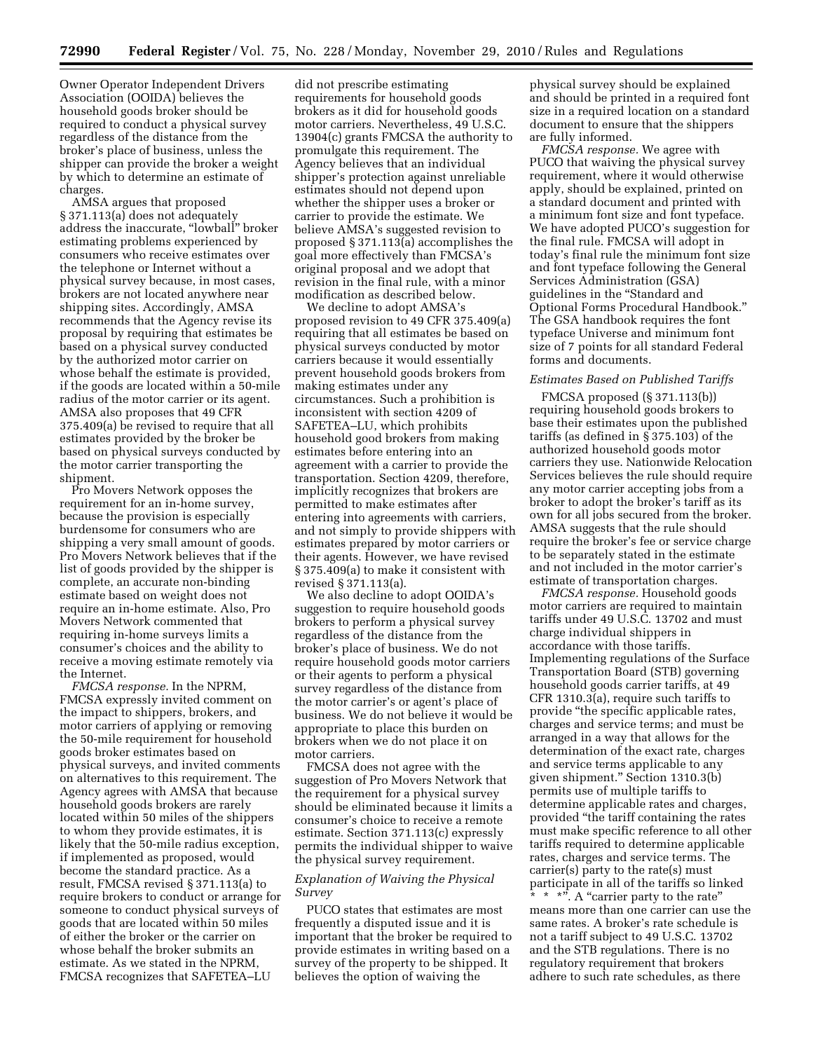Owner Operator Independent Drivers Association (OOIDA) believes the household goods broker should be required to conduct a physical survey regardless of the distance from the broker's place of business, unless the shipper can provide the broker a weight by which to determine an estimate of charges.

AMSA argues that proposed § 371.113(a) does not adequately address the inaccurate, "lowball" broker estimating problems experienced by consumers who receive estimates over the telephone or Internet without a physical survey because, in most cases, brokers are not located anywhere near shipping sites. Accordingly, AMSA recommends that the Agency revise its proposal by requiring that estimates be based on a physical survey conducted by the authorized motor carrier on whose behalf the estimate is provided, if the goods are located within a 50-mile radius of the motor carrier or its agent. AMSA also proposes that 49 CFR 375.409(a) be revised to require that all estimates provided by the broker be based on physical surveys conducted by the motor carrier transporting the shipment.

Pro Movers Network opposes the requirement for an in-home survey, because the provision is especially burdensome for consumers who are shipping a very small amount of goods. Pro Movers Network believes that if the list of goods provided by the shipper is complete, an accurate non-binding estimate based on weight does not require an in-home estimate. Also, Pro Movers Network commented that requiring in-home surveys limits a consumer's choices and the ability to receive a moving estimate remotely via the Internet.

*FMCSA response.* In the NPRM, FMCSA expressly invited comment on the impact to shippers, brokers, and motor carriers of applying or removing the 50-mile requirement for household goods broker estimates based on physical surveys, and invited comments on alternatives to this requirement. The Agency agrees with AMSA that because household goods brokers are rarely located within 50 miles of the shippers to whom they provide estimates, it is likely that the 50-mile radius exception, if implemented as proposed, would become the standard practice. As a result, FMCSA revised § 371.113(a) to require brokers to conduct or arrange for someone to conduct physical surveys of goods that are located within 50 miles of either the broker or the carrier on whose behalf the broker submits an estimate. As we stated in the NPRM, FMCSA recognizes that SAFETEA–LU did not prescribe estimating requirements for household goods brokers as it did for household goods motor carriers. Nevertheless, 49 U.S.C. 13904(c) grants FMCSA the authority to promulgate this requirement. The Agency believes that an individual shipper's protection against unreliable estimates should not depend upon whether the shipper uses a broker or carrier to provide the estimate. We believe AMSA's suggested revision to proposed § 371.113(a) accomplishes the goal more effectively than FMCSA's original proposal and we adopt that revision in the final rule, with a minor modification as described below.

We decline to adopt AMSA's proposed revision to 49 CFR 375.409(a) requiring that all estimates be based on physical surveys conducted by motor carriers because it would essentially prevent household goods brokers from making estimates under any circumstances. Such a prohibition is inconsistent with section 4209 of SAFETEA–LU, which prohibits household good brokers from making estimates before entering into an agreement with a carrier to provide the transportation. Section 4209, therefore, implicitly recognizes that brokers are permitted to make estimates after entering into agreements with carriers, and not simply to provide shippers with estimates prepared by motor carriers or their agents. However, we have revised § 375.409(a) to make it consistent with revised § 371.113(a).

We also decline to adopt OOIDA's suggestion to require household goods brokers to perform a physical survey regardless of the distance from the broker's place of business. We do not require household goods motor carriers or their agents to perform a physical survey regardless of the distance from the motor carrier's or agent's place of business. We do not believe it would be appropriate to place this burden on brokers when we do not place it on motor carriers.

FMCSA does not agree with the suggestion of Pro Movers Network that the requirement for a physical survey should be eliminated because it limits a consumer's choice to receive a remote estimate. Section 371.113(c) expressly permits the individual shipper to waive the physical survey requirement.

### *Explanation of Waiving the Physical Survey*

PUCO states that estimates are most frequently a disputed issue and it is important that the broker be required to provide estimates in writing based on a survey of the property to be shipped. It believes the option of waiving the physical survey should be explained and should be printed in a required font size in a required location on a standard document to ensure that the shippers are fully informed.

*FMCSA response.* We agree with PUCO that waiving the physical survey requirement, where it would otherwise apply, should be explained, printed on a standard document and printed with a minimum font size and font typeface. We have adopted PUCO's suggestion for the final rule. FMCSA will adopt in today's final rule the minimum font size and font typeface following the General Services Administration (GSA) guidelines in the "Standard and Optional Forms Procedural Handbook." The GSA handbook requires the font typeface Universe and minimum font size of 7 points for all standard Federal forms and documents.

### *Estimates Based on Published Tariffs*

FMCSA proposed (§ 371.113(b)) requiring household goods brokers to base their estimates upon the published tariffs (as defined in § 375.103) of the authorized household goods motor carriers they use. Nationwide Relocation Services believes the rule should require any motor carrier accepting jobs from a broker to adopt the broker's tariff as its own for all jobs secured from the broker. AMSA suggests that the rule should require the broker's fee or service charge to be separately stated in the estimate and not included in the motor carrier's estimate of transportation charges.

*FMCSA response.* Household goods motor carriers are required to maintain tariffs under 49 U.S.C. 13702 and must charge individual shippers in accordance with those tariffs. Implementing regulations of the Surface Transportation Board (STB) governing household goods carrier tariffs, at 49 CFR 1310.3(a), require such tariffs to provide "the specific applicable rates, charges and service terms; and must be arranged in a way that allows for the determination of the exact rate, charges and service terms applicable to any given shipment." Section 1310.3(b) permits use of multiple tariffs to determine applicable rates and charges, provided "the tariff containing the rates must make specific reference to all other tariffs required to determine applicable rates, charges and service terms. The carrier(s) party to the rate(s) must participate in all of the tariffs so linked * * *". A "carrier party to the rate" means more than one carrier can use the same rates. A broker's rate schedule is not a tariff subject to 49 U.S.C. 13702 and the STB regulations. There is no regulatory requirement that brokers adhere to such rate schedules, as there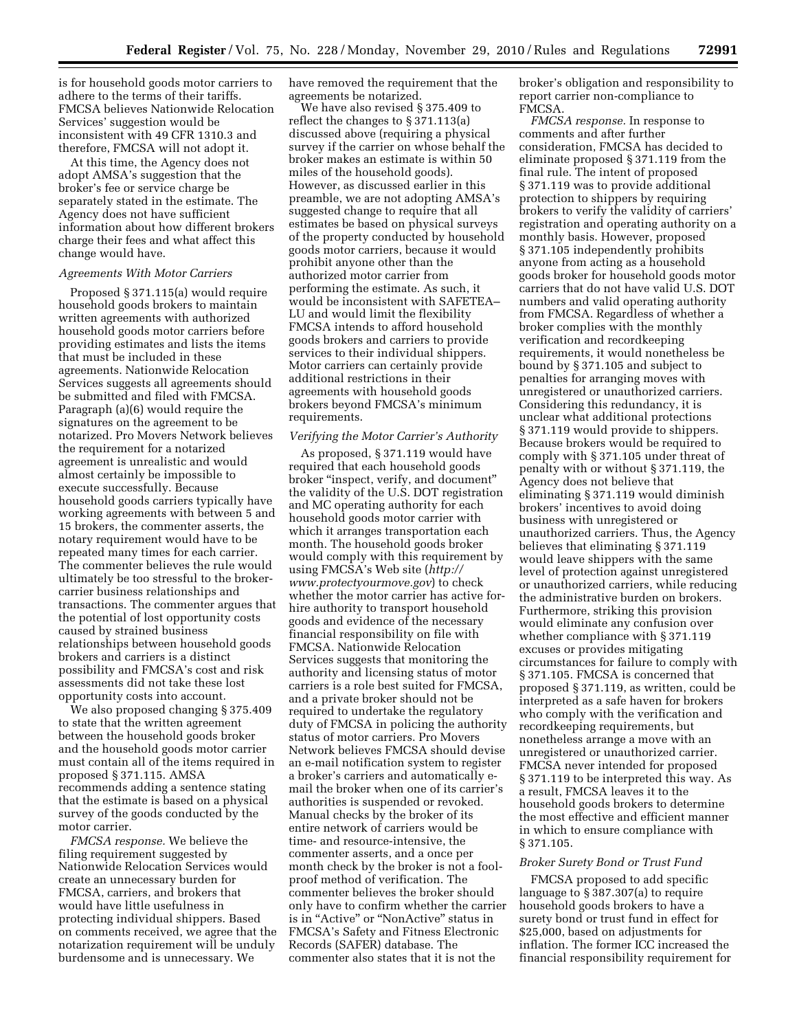is for household goods motor carriers to adhere to the terms of their tariffs. FMCSA believes Nationwide Relocation Services' suggestion would be inconsistent with 49 CFR 1310.3 and therefore, FMCSA will not adopt it.

At this time, the Agency does not adopt AMSA's suggestion that the broker's fee or service charge be separately stated in the estimate. The Agency does not have sufficient information about how different brokers charge their fees and what affect this change would have.

*Agreements With Motor Carriers*

Proposed § 371.115(a) would require household goods brokers to maintain written agreements with authorized household goods motor carriers before providing estimates and lists the items that must be included in these agreements. Nationwide Relocation Services suggests all agreements should be submitted and filed with FMCSA. Paragraph (a)(6) would require the signatures on the agreement to be notarized. Pro Movers Network believes the requirement for a notarized agreement is unrealistic and would almost certainly be impossible to execute successfully. Because household goods carriers typically have working agreements with between 5 and 15 brokers, the commenter asserts, the notary requirement would have to be repeated many times for each carrier. The commenter believes the rule would ultimately be too stressful to the broker-carrier business relationships and transactions. The commenter argues that the potential of lost opportunity costs caused by strained business relationships between household goods brokers and carriers is a distinct possibility and FMCSA's cost and risk assessments did not take these lost opportunity costs into account.

We also proposed changing § 375.409 to state that the written agreement between the household goods broker and the household goods motor carrier must contain all of the items required in proposed § 371.115. AMSA recommends adding a sentence stating that the estimate is based on a physical survey of the goods conducted by the motor carrier.

*FMCSA response.* We believe the filing requirement suggested by Nationwide Relocation Services would create an unnecessary burden for FMCSA, carriers, and brokers that would have little usefulness in protecting individual shippers. Based on comments received, we agree that the notarization requirement will be unduly burdensome and is unnecessary. We have removed the requirement that the agreements be notarized.

We have also revised § 375.409 to reflect the changes to § 371.113(a) discussed above (requiring a physical survey if the carrier on whose behalf the broker makes an estimate is within 50 miles of the household goods). However, as discussed earlier in this preamble, we are not adopting AMSA's suggested change to require that all estimates be based on physical surveys of the property conducted by household goods motor carriers, because it would prohibit anyone other than the authorized motor carrier from performing the estimate. As such, it would be inconsistent with SAFETEA–LU and would limit the flexibility FMCSA intends to afford household goods brokers and carriers to provide services to their individual shippers. Motor carriers can certainly provide additional restrictions in their agreements with household goods brokers beyond FMCSA's minimum requirements.

*Verifying the Motor Carrier's Authority*

As proposed, § 371.119 would have required that each household goods broker "inspect, verify, and document" the validity of the U.S. DOT registration and MC operating authority for each household goods motor carrier with which it arranges transportation each month. The household goods broker would comply with this requirement by using FMCSA's Web site (*http://www.protectyourmove.gov*) to check whether the motor carrier has active for-hire authority to transport household goods and evidence of the necessary financial responsibility on file with FMCSA. Nationwide Relocation Services suggests that monitoring the authority and licensing status of motor carriers is a role best suited for FMCSA, and a private broker should not be required to undertake the regulatory duty of FMCSA in policing the authority status of motor carriers. Pro Movers Network believes FMCSA should devise an e-mail notification system to register a broker's carriers and automatically e-mail the broker when one of its carrier's authorities is suspended or revoked. Manual checks by the broker of its entire network of carriers would be time- and resource-intensive, the commenter asserts, and a once per month check by the broker is not a fool-proof method of verification. The commenter believes the broker should only have to confirm whether the carrier is in "Active" or "NonActive" status in FMCSA's Safety and Fitness Electronic Records (SAFER) database. The commenter also states that it is not the broker's obligation and responsibility to report carrier non-compliance to FMCSA.

*FMCSA response.* In response to comments and after further consideration, FMCSA has decided to eliminate proposed § 371.119 from the final rule. The intent of proposed § 371.119 was to provide additional protection to shippers by requiring brokers to verify the validity of carriers' registration and operating authority on a monthly basis. However, proposed § 371.105 independently prohibits anyone from acting as a household goods broker for household goods motor carriers that do not have valid U.S. DOT numbers and valid operating authority from FMCSA. Regardless of whether a broker complies with the monthly verification and recordkeeping requirements, it would nonetheless be bound by § 371.105 and subject to penalties for arranging moves with unregistered or unauthorized carriers. Considering this redundancy, it is unclear what additional protections § 371.119 would provide to shippers. Because brokers would be required to comply with § 371.105 under threat of penalty with or without § 371.119, the Agency does not believe that eliminating § 371.119 would diminish brokers' incentives to avoid doing business with unregistered or unauthorized carriers. Thus, the Agency believes that eliminating § 371.119 would leave shippers with the same level of protection against unregistered or unauthorized carriers, while reducing the administrative burden on brokers. Furthermore, striking this provision would eliminate any confusion over whether compliance with § 371.119 excuses or provides mitigating circumstances for failure to comply with § 371.105. FMCSA is concerned that proposed § 371.119, as written, could be interpreted as a safe haven for brokers who comply with the verification and recordkeeping requirements, but nonetheless arrange a move with an unregistered or unauthorized carrier. FMCSA never intended for proposed § 371.119 to be interpreted this way. As a result, FMCSA leaves it to the household goods brokers to determine the most effective and efficient manner in which to ensure compliance with § 371.105.

*Broker Surety Bond or Trust Fund*

FMCSA proposed to add specific language to § 387.307(a) to require household goods brokers to have a surety bond or trust fund in effect for $25,000, based on adjustments for inflation. The former ICC increased the financial responsibility requirement for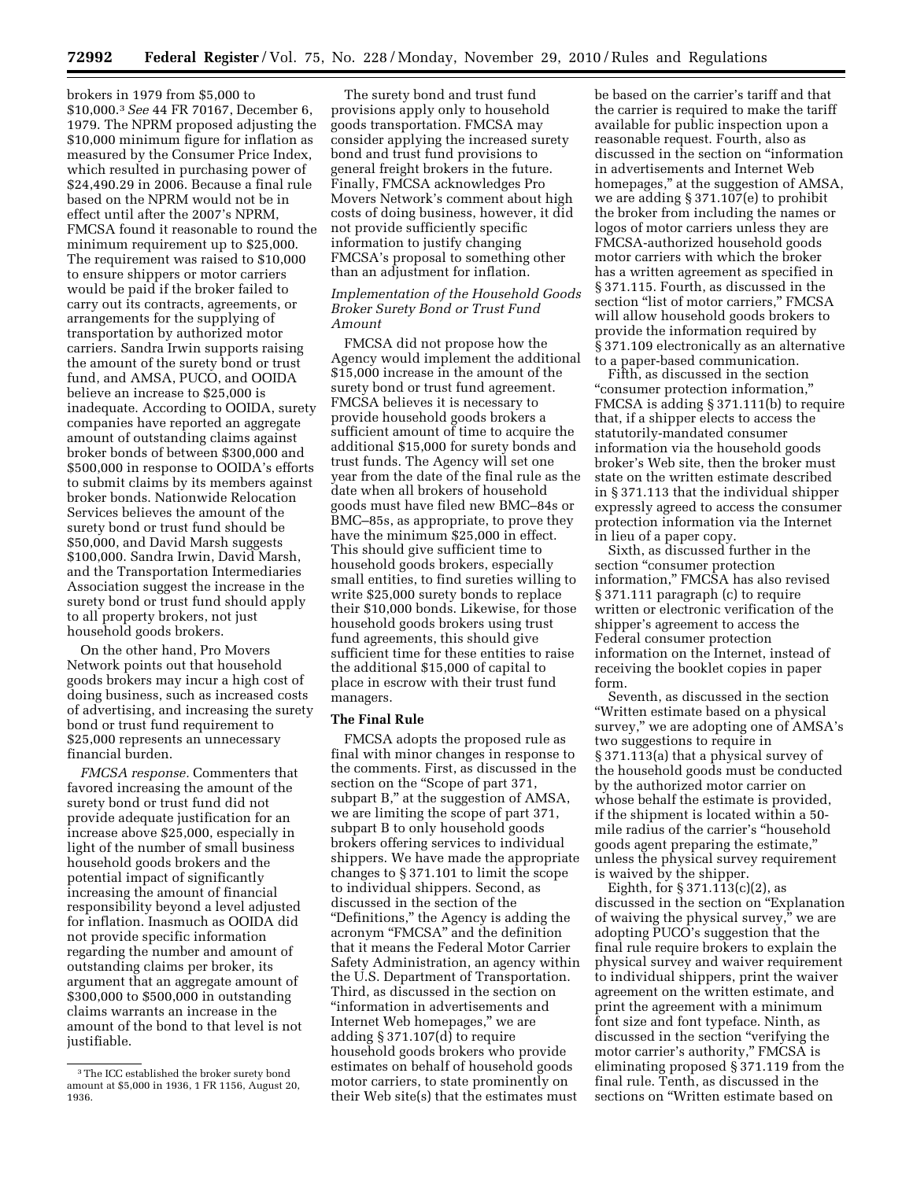brokers in 1979 from $5,000 to $10,000.[3] *See* 44 FR 70167, December 6, 1979. The NPRM proposed adjusting the $10,000 minimum figure for inflation as measured by the Consumer Price Index, which resulted in purchasing power of $24,490.29 in 2006. Because a final rule based on the NPRM would not be in effect until after the 2007's NPRM, FMCSA found it reasonable to round the minimum requirement up to $25,000. The requirement was raised to $10,000 to ensure shippers or motor carriers would be paid if the broker failed to carry out its contracts, agreements, or arrangements for the supplying of transportation by authorized motor carriers. Sandra Irwin supports raising the amount of the surety bond or trust fund, and AMSA, PUCO, and OOIDA believe an increase to $25,000 is inadequate. According to OOIDA, surety companies have reported an aggregate amount of outstanding claims against broker bonds of between $300,000 and $500,000 in response to OOIDA's efforts to submit claims by its members against broker bonds. Nationwide Relocation Services believes the amount of the surety bond or trust fund should be $50,000, and David Marsh suggests $100,000. Sandra Irwin, David Marsh, and the Transportation Intermediaries Association suggest the increase in the surety bond or trust fund should apply to all property brokers, not just household goods brokers.

On the other hand, Pro Movers Network points out that household goods brokers may incur a high cost of doing business, such as increased costs of advertising, and increasing the surety bond or trust fund requirement to $25,000 represents an unnecessary financial burden.

*FMCSA response.* Commenters that favored increasing the amount of the surety bond or trust fund did not provide adequate justification for an increase above $25,000, especially in light of the number of small business household goods brokers and the potential impact of significantly increasing the amount of financial responsibility beyond a level adjusted for inflation. Inasmuch as OOIDA did not provide specific information regarding the number and amount of outstanding claims per broker, its argument that an aggregate amount of $300,000 to $500,000 in outstanding claims warrants an increase in the amount of the bond to that level is not justifiable.

The surety bond and trust fund provisions apply only to household goods transportation. FMCSA may consider applying the increased surety bond and trust fund provisions to general freight brokers in the future. Finally, FMCSA acknowledges Pro Movers Network's comment about high costs of doing business, however, it did not provide sufficiently specific information to justify changing FMCSA's proposal to something other than an adjustment for inflation.

*Implementation of the Household Goods Broker Surety Bond or Trust Fund Amount*

FMCSA did not propose how the Agency would implement the additional $15,000 increase in the amount of the surety bond or trust fund agreement. FMCSA believes it is necessary to provide household goods brokers a sufficient amount of time to acquire the additional $15,000 for surety bonds and trust funds. The Agency will set one year from the date of the final rule as the date when all brokers of household goods must have filed new BMC–84s or BMC–85s, as appropriate, to prove they have the minimum $25,000 in effect. This should give sufficient time to household goods brokers, especially small entities, to find sureties willing to write $25,000 surety bonds to replace their $10,000 bonds. Likewise, for those household goods brokers using trust fund agreements, this should give sufficient time for these entities to raise the additional $15,000 of capital to place in escrow with their trust fund managers.

## The Final Rule

FMCSA adopts the proposed rule as final with minor changes in response to the comments. First, as discussed in the section on the "Scope of part 371, subpart B," at the suggestion of AMSA, we are limiting the scope of part 371, subpart B to only household goods brokers offering services to individual shippers. We have made the appropriate changes to § 371.101 to limit the scope to individual shippers. Second, as discussed in the section of the "Definitions," the Agency is adding the acronym "FMCSA" and the definition that it means the Federal Motor Carrier Safety Administration, an agency within the U.S. Department of Transportation. Third, as discussed in the section on "information in advertisements and Internet Web homepages," we are adding § 371.107(d) to require household goods brokers who provide estimates on behalf of household goods motor carriers, to state prominently on their Web site(s) that the estimates must be based on the carrier's tariff and that the carrier is required to make the tariff available for public inspection upon a reasonable request. Fourth, also as discussed in the section on "information in advertisements and Internet Web homepages," at the suggestion of AMSA, we are adding § 371.107(e) to prohibit the broker from including the names or logos of motor carriers unless they are FMCSA-authorized household goods motor carriers with which the broker has a written agreement as specified in § 371.115. Fourth, as discussed in the section "list of motor carriers," FMCSA will allow household goods brokers to provide the information required by § 371.109 electronically as an alternative to a paper-based communication.

Fifth, as discussed in the section "consumer protection information," FMCSA is adding § 371.111(b) to require that, if a shipper elects to access the statutorily-mandated consumer information via the household goods broker's Web site, then the broker must state on the written estimate described in § 371.113 that the individual shipper expressly agreed to access the consumer protection information via the Internet in lieu of a paper copy.

Sixth, as discussed further in the section "consumer protection information," FMCSA has also revised § 371.111 paragraph (c) to require written or electronic verification of the shipper's agreement to access the Federal consumer protection information on the Internet, instead of receiving the booklet copies in paper form.

Seventh, as discussed in the section "Written estimate based on a physical survey," we are adopting one of AMSA's two suggestions to require in § 371.113(a) that a physical survey of the household goods must be conducted by the authorized motor carrier on whose behalf the estimate is provided, if the shipment is located within a 50-mile radius of the carrier's "household goods agent preparing the estimate," unless the physical survey requirement is waived by the shipper.

Eighth, for § 371.113(c)(2), as discussed in the section on "Explanation of waiving the physical survey," we are adopting PUCO's suggestion that the final rule require brokers to explain the physical survey and waiver requirement to individual shippers, print the waiver agreement on the written estimate, and print the agreement with a minimum font size and font typeface. Ninth, as discussed in the section "verifying the motor carrier's authority," FMCSA is eliminating proposed § 371.119 from the final rule. Tenth, as discussed in the sections on "Written estimate based on

[3] The ICC established the broker surety bond amount at $5,000 in 1936, 1 FR 1156, August 20, 1936.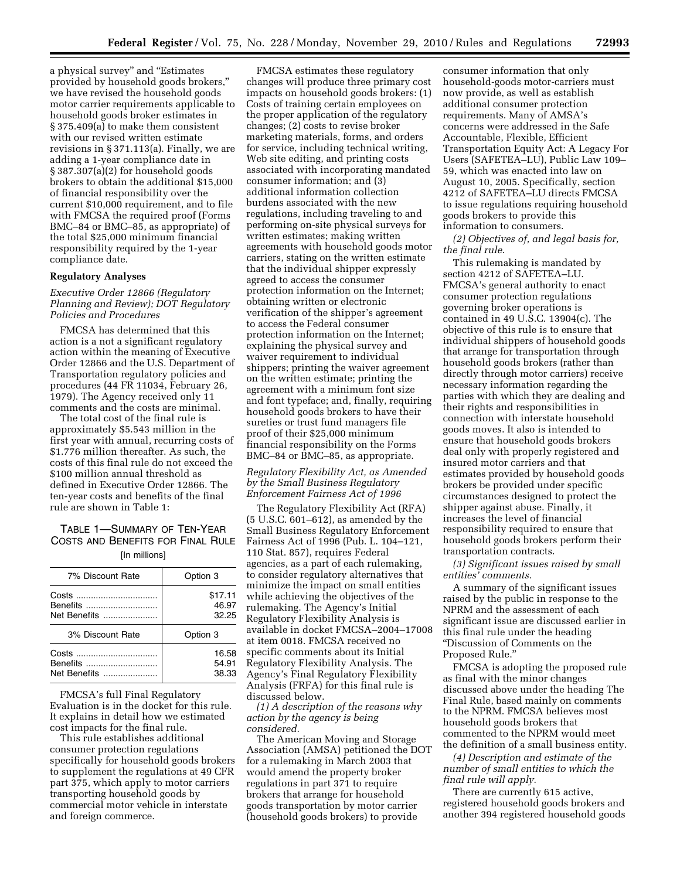a physical survey" and "Estimates provided by household goods brokers," we have revised the household goods motor carrier requirements applicable to household goods broker estimates in § 375.409(a) to make them consistent with our revised written estimate revisions in § 371.113(a). Finally, we are adding a 1-year compliance date in § 387.307(a)(2) for household goods brokers to obtain the additional $15,000 of financial responsibility over the current $10,000 requirement, and to file with FMCSA the required proof (Forms BMC–84 or BMC–85, as appropriate) of the total $25,000 minimum financial responsibility required by the 1-year compliance date.

## Regulatory Analyses

### *Executive Order 12866 (Regulatory Planning and Review); DOT Regulatory Policies and Procedures*

FMCSA has determined that this action is a not a significant regulatory action within the meaning of Executive Order 12866 and the U.S. Department of Transportation regulatory policies and procedures (44 FR 11034, February 26, 1979). The Agency received only 11 comments and the costs are minimal.

The total cost of the final rule is approximately $5.543 million in the first year with annual, recurring costs of $1.776 million thereafter. As such, the costs of this final rule do not exceed the $100 million annual threshold as defined in Executive Order 12866. The ten-year costs and benefits of the final rule are shown in Table 1:

TABLE 1—SUMMARY OF TEN-YEAR COSTS AND BENEFITS FOR FINAL RULE

[In millions]

| 7% Discount Rate | Option 3 |
|---|---|
| Costs | $17.11 |
| Benefits | 46.97 |
| Net Benefits | 32.25 |
| **3% Discount Rate** | **Option 3** |
| Costs | 16.58 |
| Benefits | 54.91 |
| Net Benefits | 38.33 |

FMCSA's full Final Regulatory Evaluation is in the docket for this rule. It explains in detail how we estimated cost impacts for the final rule.

This rule establishes additional consumer protection regulations specifically for household goods brokers to supplement the regulations at 49 CFR part 375, which apply to motor carriers transporting household goods by commercial motor vehicle in interstate and foreign commerce.

FMCSA estimates these regulatory changes will produce three primary cost impacts on household goods brokers: (1) Costs of training certain employees on the proper application of the regulatory changes; (2) costs to revise broker marketing materials, forms, and orders for service, including technical writing, Web site editing, and printing costs associated with incorporating mandated consumer information; and (3) additional information collection burdens associated with the new regulations, including traveling to and performing on-site physical surveys for written estimates; making written agreements with household goods motor carriers, stating on the written estimate that the individual shipper expressly agreed to access the consumer protection information on the Internet; obtaining written or electronic verification of the shipper's agreement to access the Federal consumer protection information on the Internet; explaining the physical survey and waiver requirement to individual shippers; printing the waiver agreement on the written estimate; printing the agreement with a minimum font size and font typeface; and, finally, requiring household goods brokers to have their sureties or trust fund managers file proof of their $25,000 minimum financial responsibility on the Forms BMC–84 or BMC–85, as appropriate.

### *Regulatory Flexibility Act, as Amended by the Small Business Regulatory Enforcement Fairness Act of 1996*

The Regulatory Flexibility Act (RFA) (5 U.S.C. 601–612), as amended by the Small Business Regulatory Enforcement Fairness Act of 1996 (Pub. L. 104–121, 110 Stat. 857), requires Federal agencies, as a part of each rulemaking, to consider regulatory alternatives that minimize the impact on small entities while achieving the objectives of the rulemaking. The Agency's Initial Regulatory Flexibility Analysis is available in docket FMCSA–2004–17008 at item 0018. FMCSA received no specific comments about its Initial Regulatory Flexibility Analysis. The Agency's Final Regulatory Flexibility Analysis (FRFA) for this final rule is discussed below.

*(1) A description of the reasons why action by the agency is being considered.*

The American Moving and Storage Association (AMSA) petitioned the DOT for a rulemaking in March 2003 that would amend the property broker regulations in part 371 to require brokers that arrange for household goods transportation by motor carrier (household goods brokers) to provide consumer information that only household-goods motor-carriers must now provide, as well as establish additional consumer protection requirements. Many of AMSA's concerns were addressed in the Safe Accountable, Flexible, Efficient Transportation Equity Act: A Legacy For Users (SAFETEA–LU), Public Law 109–59, which was enacted into law on August 10, 2005. Specifically, section 4212 of SAFETEA–LU directs FMCSA to issue regulations requiring household goods brokers to provide this information to consumers.

*(2) Objectives of, and legal basis for, the final rule.*

This rulemaking is mandated by section 4212 of SAFETEA–LU. FMCSA's general authority to enact consumer protection regulations governing broker operations is contained in 49 U.S.C. 13904(c). The objective of this rule is to ensure that individual shippers of household goods that arrange for transportation through household goods brokers (rather than directly through motor carriers) receive necessary information regarding the parties with which they are dealing and their rights and responsibilities in connection with interstate household goods moves. It also is intended to ensure that household goods brokers deal only with properly registered and insured motor carriers and that estimates provided by household goods brokers be provided under specific circumstances designed to protect the shipper against abuse. Finally, it increases the level of financial responsibility required to ensure that household goods brokers perform their transportation contracts.

*(3) Significant issues raised by small entities' comments.*

A summary of the significant issues raised by the public in response to the NPRM and the assessment of each significant issue are discussed earlier in this final rule under the heading "Discussion of Comments on the Proposed Rule."

FMCSA is adopting the proposed rule as final with the minor changes discussed above under the heading The Final Rule, based mainly on comments to the NPRM. FMCSA believes most household goods brokers that commented to the NPRM would meet the definition of a small business entity.

*(4) Description and estimate of the number of small entities to which the final rule will apply.*

There are currently 615 active, registered household goods brokers and another 394 registered household goods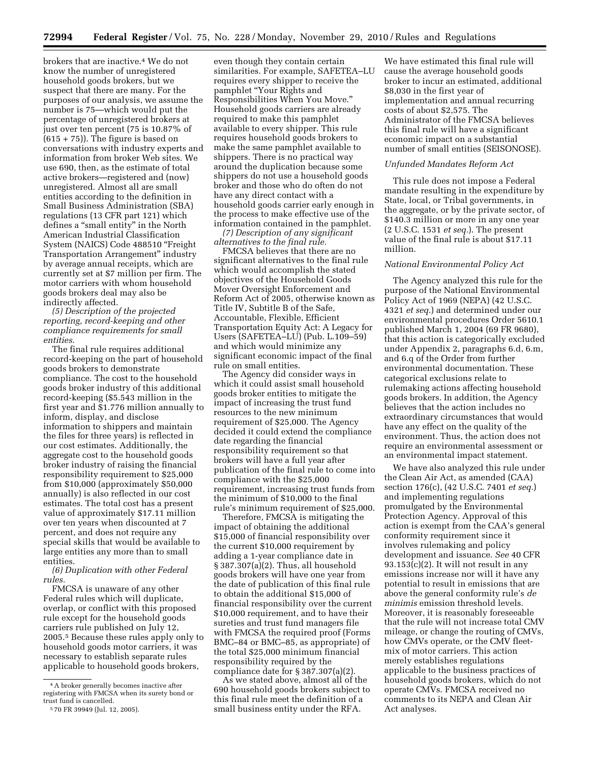brokers that are inactive.[4] We do not know the number of unregistered household goods brokers, but we suspect that there are many. For the purposes of our analysis, we assume the number is 75—which would put the percentage of unregistered brokers at just over ten percent (75 is 10.87% of (615 + 75)). The figure is based on conversations with industry experts and information from broker Web sites. We use 690, then, as the estimate of total active brokers—registered and (now) unregistered. Almost all are small entities according to the definition in Small Business Administration (SBA) regulations (13 CFR part 121) which defines a "small entity" in the North American Industrial Classification System (NAICS) Code 488510 "Freight Transportation Arrangement" industry by average annual receipts, which are currently set at $7 million per firm. The motor carriers with whom household goods brokers deal may also be indirectly affected.

*(5) Description of the projected reporting, record-keeping and other compliance requirements for small entities.*

The final rule requires additional record-keeping on the part of household goods brokers to demonstrate compliance. The cost to the household goods broker industry of this additional record-keeping ($5.543 million in the first year and $1.776 million annually to inform, display, and disclose information to shippers and maintain the files for three years) is reflected in our cost estimates. Additionally, the aggregate cost to the household goods broker industry of raising the financial responsibility requirement to $25,000 from $10,000 (approximately $50,000 annually) is also reflected in our cost estimates. The total cost has a present value of approximately $17.11 million over ten years when discounted at 7 percent, and does not require any special skills that would be available to large entities any more than to small entities.

*(6) Duplication with other Federal rules.*

FMCSA is unaware of any other Federal rules which will duplicate, overlap, or conflict with this proposed rule except for the household goods carriers rule published on July 12, 2005.[5] Because these rules apply only to household goods motor carriers, it was necessary to establish separate rules applicable to household goods brokers, even though they contain certain similarities. For example, SAFETEA–LU requires every shipper to receive the pamphlet "Your Rights and Responsibilities When You Move." Household goods carriers are already required to make this pamphlet available to every shipper. This rule requires household goods brokers to make the same pamphlet available to shippers. There is no practical way around the duplication because some shippers do not use a household goods broker and those who do often do not have any direct contact with a household goods carrier early enough in the process to make effective use of the information contained in the pamphlet.

*(7) Description of any significant alternatives to the final rule.*

FMCSA believes that there are no significant alternatives to the final rule which would accomplish the stated objectives of the Household Goods Mover Oversight Enforcement and Reform Act of 2005, otherwise known as Title IV, Subtitle B of the Safe, Accountable, Flexible, Efficient Transportation Equity Act: A Legacy for Users (SAFETEA–LU) (Pub. L.109–59) and which would minimize any significant economic impact of the final rule on small entities.

The Agency did consider ways in which it could assist small household goods broker entities to mitigate the impact of increasing the trust fund resources to the new minimum requirement of $25,000. The Agency decided it could extend the compliance date regarding the financial responsibility requirement so that brokers will have a full year after publication of the final rule to come into compliance with the $25,000 requirement, increasing trust funds from the minimum of $10,000 to the final rule's minimum requirement of $25,000.

Therefore, FMCSA is mitigating the impact of obtaining the additional $15,000 of financial responsibility over the current $10,000 requirement by adding a 1-year compliance date in § 387.307(a)(2). Thus, all household goods brokers will have one year from the date of publication of this final rule to obtain the additional $15,000 of financial responsibility over the current $10,000 requirement, and to have their sureties and trust fund managers file with FMCSA the required proof (Forms BMC–84 or BMC–85, as appropriate) of the total $25,000 minimum financial responsibility required by the compliance date for § 387.307(a)(2).

As we stated above, almost all of the 690 household goods brokers subject to this final rule meet the definition of a small business entity under the RFA. We have estimated this final rule will cause the average household goods broker to incur an estimated, additional $8,030 in the first year of implementation and annual recurring costs of about $2,575. The Administrator of the FMCSA believes this final rule will have a significant economic impact on a substantial number of small entities (SEISONOSE).

*Unfunded Mandates Reform Act*

This rule does not impose a Federal mandate resulting in the expenditure by State, local, or Tribal governments, in the aggregate, or by the private sector, of $140.3 million or more in any one year (2 U.S.C. 1531 *et seq.*). The present value of the final rule is about $17.11 million.

*National Environmental Policy Act*

The Agency analyzed this rule for the purpose of the National Environmental Policy Act of 1969 (NEPA) (42 U.S.C. 4321 *et seq.*) and determined under our environmental procedures Order 5610.1 published March 1, 2004 (69 FR 9680), that this action is categorically excluded under Appendix 2, paragraphs 6.d, 6.m, and 6.q of the Order from further environmental documentation. These categorical exclusions relate to rulemaking actions affecting household goods brokers. In addition, the Agency believes that the action includes no extraordinary circumstances that would have any effect on the quality of the environment. Thus, the action does not require an environmental assessment or an environmental impact statement.

We have also analyzed this rule under the Clean Air Act, as amended (CAA) section 176(c), (42 U.S.C. 7401 *et seq.*) and implementing regulations promulgated by the Environmental Protection Agency. Approval of this action is exempt from the CAA's general conformity requirement since it involves rulemaking and policy development and issuance. *See* 40 CFR 93.153(c)(2). It will not result in any emissions increase nor will it have any potential to result in emissions that are above the general conformity rule's *de minimis* emission threshold levels. Moreover, it is reasonably foreseeable that the rule will not increase total CMV mileage, or change the routing of CMVs, how CMVs operate, or the CMV fleet-mix of motor carriers. This action merely establishes regulations applicable to the business practices of household goods brokers, which do not operate CMVs. FMCSA received no comments to its NEPA and Clean Air Act analyses.

[4] A broker generally becomes inactive after registering with FMCSA when its surety bond or trust fund is cancelled.

[5] 70 FR 39949 (Jul. 12, 2005).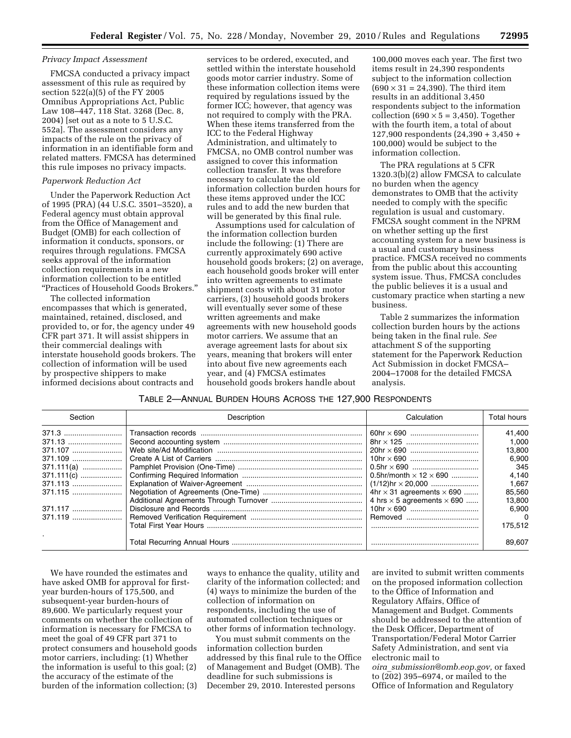*Privacy Impact Assessment*

FMCSA conducted a privacy impact assessment of this rule as required by section 522(a)(5) of the FY 2005 Omnibus Appropriations Act, Public Law 108–447, 118 Stat. 3268 (Dec. 8, 2004) [set out as a note to 5 U.S.C. 552a]. The assessment considers any impacts of the rule on the privacy of information in an identifiable form and related matters. FMCSA has determined this rule imposes no privacy impacts.

*Paperwork Reduction Act*

Under the Paperwork Reduction Act of 1995 (PRA) (44 U.S.C. 3501–3520), a Federal agency must obtain approval from the Office of Management and Budget (OMB) for each collection of information it conducts, sponsors, or requires through regulations. FMCSA seeks approval of the information collection requirements in a new information collection to be entitled "Practices of Household Goods Brokers."

The collected information encompasses that which is generated, maintained, retained, disclosed, and provided to, or for, the agency under 49 CFR part 371. It will assist shippers in their commercial dealings with interstate household goods brokers. The collection of information will be used by prospective shippers to make informed decisions about contracts and services to be ordered, executed, and settled within the interstate household goods motor carrier industry. Some of these information collection items were required by regulations issued by the former ICC; however, that agency was not required to comply with the PRA. When these items transferred from the ICC to the Federal Highway Administration, and ultimately to FMCSA, no OMB control number was assigned to cover this information collection transfer. It was therefore necessary to calculate the old information collection burden hours for these items approved under the ICC rules and to add the new burden that will be generated by this final rule.

Assumptions used for calculation of the information collection burden include the following: (1) There are currently approximately 690 active household goods brokers; (2) on average, each household goods broker will enter into written agreements to estimate shipment costs with about 31 motor carriers, (3) household goods brokers will eventually sever some of these written agreements and make agreements with new household goods motor carriers. We assume that an average agreement lasts for about six years, meaning that brokers will enter into about five new agreements each year, and (4) FMCSA estimates household goods brokers handle about 100,000 moves each year. The first two items result in 24,390 respondents subject to the information collection ($690 \times 31 = 24{,}390$). The third item results in an additional 3,450 respondents subject to the information collection ($690 \times 5 = 3{,}450$). Together with the fourth item, a total of about 127,900 respondents (24,390 + 3,450 + 100,000) would be subject to the information collection.

The PRA regulations at 5 CFR 1320.3(b)(2) allow FMCSA to calculate no burden when the agency demonstrates to OMB that the activity needed to comply with the specific regulation is usual and customary. FMCSA sought comment in the NPRM on whether setting up the first accounting system for a new business is a usual and customary business practice. FMCSA received no comments from the public about this accounting system issue. Thus, FMCSA concludes the public believes it is a usual and customary practice when starting a new business.

Table 2 summarizes the information collection burden hours by the actions being taken in the final rule. *See* attachment S of the supporting statement for the Paperwork Reduction Act Submission in docket FMCSA–2004–17008 for the detailed FMCSA analysis.

TABLE 2—ANNUAL BURDEN HOURS ACROSS THE 127,900 RESPONDENTS

| Section | Description | Calculation | Total hours |
|---|---|---|---|
| 371.3 | Transaction records | 60hr × 690 | 41,400 |
| 371.13 | Second accounting system | 8hr × 125 | 1,000 |
| 371.107 | Web site/Ad Modification | 20hr × 690 | 13,800 |
| 371.109 | Create A List of Carriers | 10hr × 690 | 6,900 |
| 371.111(a) | Pamphlet Provision (One-Time) | 0.5hr × 690 | 345 |
| 371.111(c) | Confirming Required Information | 0.5hr/month × 12 × 690 | 4,140 |
| 371.113 | Explanation of Waiver-Agreement | (1/12)hr × 20,000 | 1,667 |
| 371.115 | Negotiation of Agreements (One-Time) | 4hr × 31 agreements × 690 | 85,560 |
| | Additional Agreements Through Turnover | 4 hrs × 5 agreements × 690 | 13,800 |
| 371.117 | Disclosure and Records | 10hr × 690 | 6,900 |
| 371.119 | Removed Verification Requirement | Removed | 0 |
| | Total First Year Hours | | 175,512 |
| | Total Recurring Annual Hours | | 89,607 |

We have rounded the estimates and have asked OMB for approval for first-year burden-hours of 175,500, and subsequent-year burden-hours of 89,600. We particularly request your comments on whether the collection of information is necessary for FMCSA to meet the goal of 49 CFR part 371 to protect consumers and household goods motor carriers, including: (1) Whether the information is useful to this goal; (2) the accuracy of the estimate of the burden of the information collection; (3) ways to enhance the quality, utility and clarity of the information collected; and (4) ways to minimize the burden of the collection of information on respondents, including the use of automated collection techniques or other forms of information technology.

You must submit comments on the information collection burden addressed by this final rule to the Office of Management and Budget (OMB). The deadline for such submissions is December 29, 2010. Interested persons are invited to submit written comments on the proposed information collection to the Office of Information and Regulatory Affairs, Office of Management and Budget. Comments should be addressed to the attention of the Desk Officer, Department of Transportation/Federal Motor Carrier Safety Administration, and sent via electronic mail to *oira_submission@omb.eop.gov,* or faxed to (202) 395–6974, or mailed to the Office of Information and Regulatory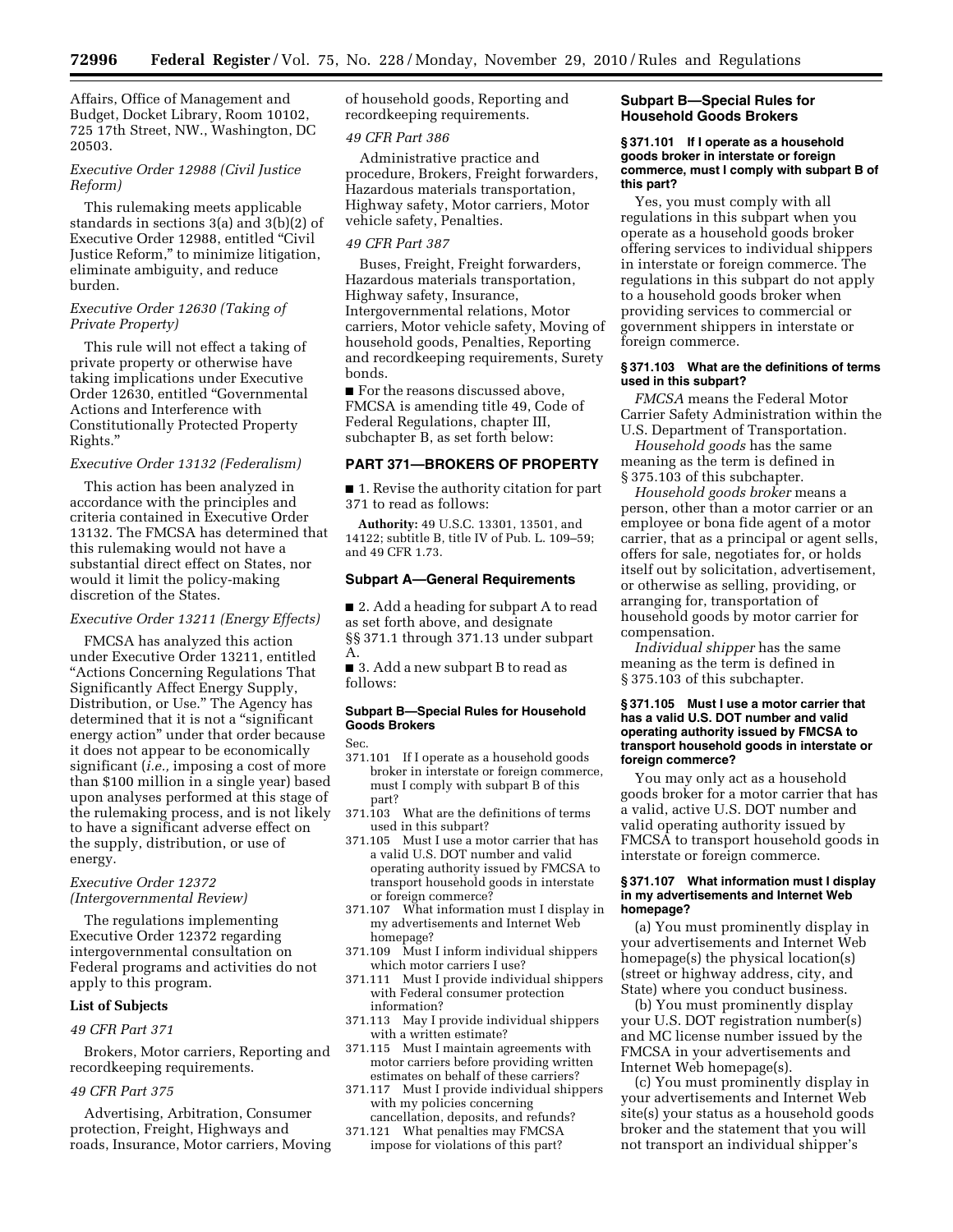Affairs, Office of Management and Budget, Docket Library, Room 10102, 725 17th Street, NW., Washington, DC 20503.

*Executive Order 12988 (Civil Justice Reform)*

This rulemaking meets applicable standards in sections 3(a) and 3(b)(2) of Executive Order 12988, entitled "Civil Justice Reform," to minimize litigation, eliminate ambiguity, and reduce burden.

*Executive Order 12630 (Taking of Private Property)*

This rule will not effect a taking of private property or otherwise have taking implications under Executive Order 12630, entitled "Governmental Actions and Interference with Constitutionally Protected Property Rights."

*Executive Order 13132 (Federalism)*

This action has been analyzed in accordance with the principles and criteria contained in Executive Order 13132. The FMCSA has determined that this rulemaking would not have a substantial direct effect on States, nor would it limit the policy-making discretion of the States.

*Executive Order 13211 (Energy Effects)*

FMCSA has analyzed this action under Executive Order 13211, entitled "Actions Concerning Regulations That Significantly Affect Energy Supply, Distribution, or Use." The Agency has determined that it is not a "significant energy action" under that order because it does not appear to be economically significant (*i.e.,* imposing a cost of more than $100 million in a single year) based upon analyses performed at this stage of the rulemaking process, and is not likely to have a significant adverse effect on the supply, distribution, or use of energy.

*Executive Order 12372 (Intergovernmental Review)*

The regulations implementing Executive Order 12372 regarding intergovernmental consultation on Federal programs and activities do not apply to this program.

**List of Subjects**

*49 CFR Part 371*

Brokers, Motor carriers, Reporting and recordkeeping requirements.

*49 CFR Part 375*

Advertising, Arbitration, Consumer protection, Freight, Highways and roads, Insurance, Motor carriers, Moving of household goods, Reporting and recordkeeping requirements.

*49 CFR Part 386*

Administrative practice and procedure, Brokers, Freight forwarders, Hazardous materials transportation, Highway safety, Motor carriers, Motor vehicle safety, Penalties.

*49 CFR Part 387*

Buses, Freight, Freight forwarders, Hazardous materials transportation, Highway safety, Insurance, Intergovernmental relations, Motor carriers, Motor vehicle safety, Moving of household goods, Penalties, Reporting and recordkeeping requirements, Surety bonds.

■ For the reasons discussed above, FMCSA is amending title 49, Code of Federal Regulations, chapter III, subchapter B, as set forth below:

## PART 371—BROKERS OF PROPERTY

■ 1. Revise the authority citation for part 371 to read as follows:

**Authority:** 49 U.S.C. 13301, 13501, and 14122; subtitle B, title IV of Pub. L. 109–59; and 49 CFR 1.73.

### Subpart A—General Requirements

■ 2. Add a heading for subpart A to read as set forth above, and designate §§ 371.1 through 371.13 under subpart A.

■ 3. Add a new subpart B to read as follows:

#### Subpart B—Special Rules for Household Goods Brokers

Sec.
371.101 If I operate as a household goods broker in interstate or foreign commerce, must I comply with subpart B of this part?
371.103 What are the definitions of terms used in this subpart?
371.105 Must I use a motor carrier that has a valid U.S. DOT number and valid operating authority issued by FMCSA to transport household goods in interstate or foreign commerce?
371.107 What information must I display in my advertisements and Internet Web homepage?
371.109 Must I inform individual shippers which motor carriers I use?
371.111 Must I provide individual shippers with Federal consumer protection information?
371.113 May I provide individual shippers with a written estimate?
371.115 Must I maintain agreements with motor carriers before providing written estimates on behalf of these carriers?
371.117 Must I provide individual shippers with my policies concerning cancellation, deposits, and refunds?
371.121 What penalties may FMCSA impose for violations of this part?

#### Subpart B—Special Rules for Household Goods Brokers

**§ 371.101 If I operate as a household goods broker in interstate or foreign commerce, must I comply with subpart B of this part?**

Yes, you must comply with all regulations in this subpart when you operate as a household goods broker offering services to individual shippers in interstate or foreign commerce. The regulations in this subpart do not apply to a household goods broker when providing services to commercial or government shippers in interstate or foreign commerce.

**§ 371.103 What are the definitions of terms used in this subpart?**

*FMCSA* means the Federal Motor Carrier Safety Administration within the U.S. Department of Transportation.

*Household goods* has the same meaning as the term is defined in § 375.103 of this subchapter.

*Household goods broker* means a person, other than a motor carrier or an employee or bona fide agent of a motor carrier, that as a principal or agent sells, offers for sale, negotiates for, or holds itself out by solicitation, advertisement, or otherwise as selling, providing, or arranging for, transportation of household goods by motor carrier for compensation.

*Individual shipper* has the same meaning as the term is defined in § 375.103 of this subchapter.

**§ 371.105 Must I use a motor carrier that has a valid U.S. DOT number and valid operating authority issued by FMCSA to transport household goods in interstate or foreign commerce?**

You may only act as a household goods broker for a motor carrier that has a valid, active U.S. DOT number and valid operating authority issued by FMCSA to transport household goods in interstate or foreign commerce.

**§ 371.107 What information must I display in my advertisements and Internet Web homepage?**

(a) You must prominently display in your advertisements and Internet Web homepage(s) the physical location(s) (street or highway address, city, and State) where you conduct business.

(b) You must prominently display your U.S. DOT registration number(s) and MC license number issued by the FMCSA in your advertisements and Internet Web homepage(s).

(c) You must prominently display in your advertisements and Internet Web site(s) your status as a household goods broker and the statement that you will not transport an individual shipper's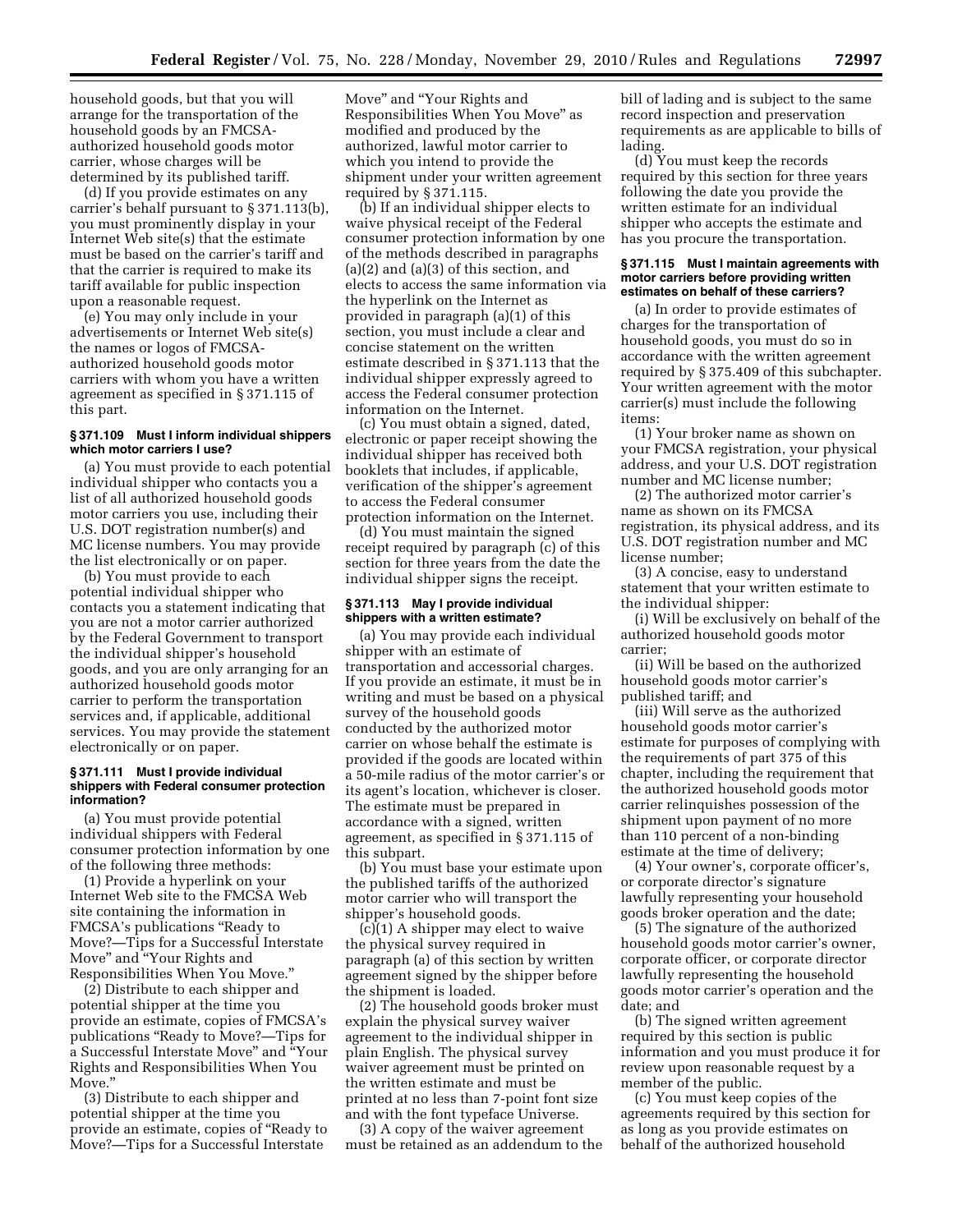household goods, but that you will arrange for the transportation of the household goods by an FMCSA-authorized household goods motor carrier, whose charges will be determined by its published tariff.

(d) If you provide estimates on any carrier's behalf pursuant to § 371.113(b), you must prominently display in your Internet Web site(s) that the estimate must be based on the carrier's tariff and that the carrier is required to make its tariff available for public inspection upon a reasonable request.

(e) You may only include in your advertisements or Internet Web site(s) the names or logos of FMCSA-authorized household goods motor carriers with whom you have a written agreement as specified in § 371.115 of this part.

### § 371.109 Must I inform individual shippers which motor carriers I use?

(a) You must provide to each potential individual shipper who contacts you a list of all authorized household goods motor carriers you use, including their U.S. DOT registration number(s) and MC license numbers. You may provide the list electronically or on paper.

(b) You must provide to each potential individual shipper who contacts you a statement indicating that you are not a motor carrier authorized by the Federal Government to transport the individual shipper's household goods, and you are only arranging for an authorized household goods motor carrier to perform the transportation services and, if applicable, additional services. You may provide the statement electronically or on paper.

### § 371.111 Must I provide individual shippers with Federal consumer protection information?

(a) You must provide potential individual shippers with Federal consumer protection information by one of the following three methods:

(1) Provide a hyperlink on your Internet Web site to the FMCSA Web site containing the information in FMCSA's publications "Ready to Move?—Tips for a Successful Interstate Move" and "Your Rights and Responsibilities When You Move."

(2) Distribute to each shipper and potential shipper at the time you provide an estimate, copies of FMCSA's publications "Ready to Move?—Tips for a Successful Interstate Move" and "Your Rights and Responsibilities When You Move."

(3) Distribute to each shipper and potential shipper at the time you provide an estimate, copies of "Ready to Move?—Tips for a Successful Interstate Move" and "Your Rights and Responsibilities When You Move" as modified and produced by the authorized, lawful motor carrier to which you intend to provide the shipment under your written agreement required by § 371.115.

(b) If an individual shipper elects to waive physical receipt of the Federal consumer protection information by one of the methods described in paragraphs (a)(2) and (a)(3) of this section, and elects to access the same information via the hyperlink on the Internet as provided in paragraph (a)(1) of this section, you must include a clear and concise statement on the written estimate described in § 371.113 that the individual shipper expressly agreed to access the Federal consumer protection information on the Internet.

(c) You must obtain a signed, dated, electronic or paper receipt showing the individual shipper has received both booklets that includes, if applicable, verification of the shipper's agreement to access the Federal consumer protection information on the Internet.

(d) You must maintain the signed receipt required by paragraph (c) of this section for three years from the date the individual shipper signs the receipt.

### § 371.113 May I provide individual shippers with a written estimate?

(a) You may provide each individual shipper with an estimate of transportation and accessorial charges. If you provide an estimate, it must be in writing and must be based on a physical survey of the household goods conducted by the authorized motor carrier on whose behalf the estimate is provided if the goods are located within a 50-mile radius of the motor carrier's or its agent's location, whichever is closer. The estimate must be prepared in accordance with a signed, written agreement, as specified in § 371.115 of this subpart.

(b) You must base your estimate upon the published tariffs of the authorized motor carrier who will transport the shipper's household goods.

(c)(1) A shipper may elect to waive the physical survey required in paragraph (a) of this section by written agreement signed by the shipper before the shipment is loaded.

(2) The household goods broker must explain the physical survey waiver agreement to the individual shipper in plain English. The physical survey waiver agreement must be printed on the written estimate and must be printed at no less than 7-point font size and with the font typeface Universe.

(3) A copy of the waiver agreement must be retained as an addendum to the bill of lading and is subject to the same record inspection and preservation requirements as are applicable to bills of lading.

(d) You must keep the records required by this section for three years following the date you provide the written estimate for an individual shipper who accepts the estimate and has you procure the transportation.

### § 371.115 Must I maintain agreements with motor carriers before providing written estimates on behalf of these carriers?

(a) In order to provide estimates of charges for the transportation of household goods, you must do so in accordance with the written agreement required by § 375.409 of this subchapter. Your written agreement with the motor carrier(s) must include the following items:

(1) Your broker name as shown on your FMCSA registration, your physical address, and your U.S. DOT registration number and MC license number;

(2) The authorized motor carrier's name as shown on its FMCSA registration, its physical address, and its U.S. DOT registration number and MC license number;

(3) A concise, easy to understand statement that your written estimate to the individual shipper:

(i) Will be exclusively on behalf of the authorized household goods motor carrier;

(ii) Will be based on the authorized household goods motor carrier's published tariff; and

(iii) Will serve as the authorized household goods motor carrier's estimate for purposes of complying with the requirements of part 375 of this chapter, including the requirement that the authorized household goods motor carrier relinquishes possession of the shipment upon payment of no more than 110 percent of a non-binding estimate at the time of delivery;

(4) Your owner's, corporate officer's, or corporate director's signature lawfully representing your household goods broker operation and the date;

(5) The signature of the authorized household goods motor carrier's owner, corporate officer, or corporate director lawfully representing the household goods motor carrier's operation and the date; and

(b) The signed written agreement required by this section is public information and you must produce it for review upon reasonable request by a member of the public.

(c) You must keep copies of the agreements required by this section for as long as you provide estimates on behalf of the authorized household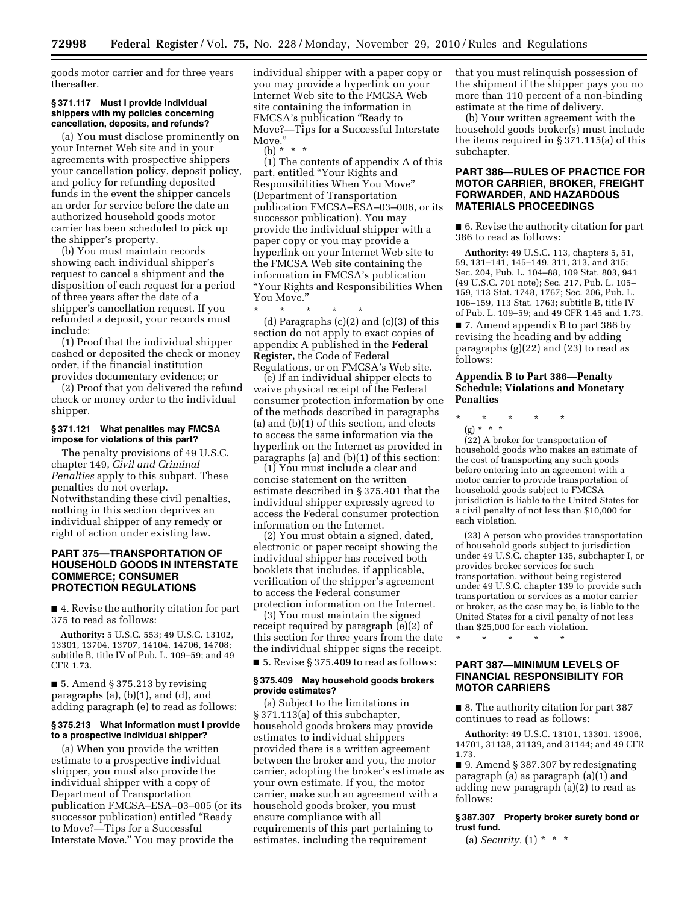goods motor carrier and for three years thereafter.

#### § 371.117 Must I provide individual shippers with my policies concerning cancellation, deposits, and refunds?

(a) You must disclose prominently on your Internet Web site and in your agreements with prospective shippers your cancellation policy, deposit policy, and policy for refunding deposited funds in the event the shipper cancels an order for service before the date an authorized household goods motor carrier has been scheduled to pick up the shipper's property.

(b) You must maintain records showing each individual shipper's request to cancel a shipment and the disposition of each request for a period of three years after the date of a shipper's cancellation request. If you refunded a deposit, your records must include:

(1) Proof that the individual shipper cashed or deposited the check or money order, if the financial institution provides documentary evidence; or

(2) Proof that you delivered the refund check or money order to the individual shipper.

#### § 371.121 What penalties may FMCSA impose for violations of this part?

The penalty provisions of 49 U.S.C. chapter 149, *Civil and Criminal Penalties* apply to this subpart. These penalties do not overlap. Notwithstanding these civil penalties, nothing in this section deprives an individual shipper of any remedy or right of action under existing law.

## PART 375—TRANSPORTATION OF HOUSEHOLD GOODS IN INTERSTATE COMMERCE; CONSUMER PROTECTION REGULATIONS

■ 4. Revise the authority citation for part 375 to read as follows:

**Authority:** 5 U.S.C. 553; 49 U.S.C. 13102, 13301, 13704, 13707, 14104, 14706, 14708; subtitle B, title IV of Pub. L. 109–59; and 49 CFR 1.73.

■ 5. Amend § 375.213 by revising paragraphs (a), (b)(1), and adding paragraph (e) to read as follows:

#### § 375.213 What information must I provide to a prospective individual shipper?

(a) When you provide the written estimate to a prospective individual shipper, you must also provide the individual shipper with a copy of Department of Transportation publication FMCSA–ESA–03–005 (or its successor publication) entitled "Ready to Move?—Tips for a Successful Interstate Move." You may provide the individual shipper with a paper copy or you may provide a hyperlink on your Internet Web site to the FMCSA Web site containing the information in FMCSA's publication "Ready to Move?—Tips for a Successful Interstate Move."

(b) * * *

(1) The contents of appendix A of this part, entitled "Your Rights and Responsibilities When You Move" (Department of Transportation publication FMCSA–ESA–03–006, or its successor publication). You may provide the individual shipper with a paper copy or you may provide a hyperlink on your Internet Web site to the FMCSA Web site containing the information in FMCSA's publication "Your Rights and Responsibilities When You Move."

\* \* \* \* \*

(d) Paragraphs (c)(2) and (c)(3) of this section do not apply to exact copies of appendix A published in the **Federal Register,** the Code of Federal Regulations, or on FMCSA's Web site.

(e) If an individual shipper elects to waive physical receipt of the Federal consumer protection information by one of the methods described in paragraphs (a) and (b)(1) of this section, and elects to access the same information via the hyperlink on the Internet as provided in paragraphs (a) and (b)(1) of this section:

(1) You must include a clear and concise statement on the written estimate described in § 375.401 that the individual shipper expressly agreed to access the Federal consumer protection information on the Internet.

(2) You must obtain a signed, dated, electronic or paper receipt showing the individual shipper has received both booklets that includes, if applicable, verification of the shipper's agreement to access the Federal consumer protection information on the Internet.

(3) You must maintain the signed receipt required by paragraph (e)(2) of this section for three years from the date the individual shipper signs the receipt.

■ 5. Revise § 375.409 to read as follows:

#### § 375.409 May household goods brokers provide estimates?

(a) Subject to the limitations in § 371.113(a) of this subchapter, household goods brokers may provide estimates to individual shippers provided there is a written agreement between the broker and you, the motor carrier, adopting the broker's estimate as your own estimate. If you, the motor carrier, make such an agreement with a household goods broker, you must ensure compliance with all requirements of this part pertaining to estimates, including the requirement that you must relinquish possession of the shipment if the shipper pays you no more than 110 percent of a non-binding estimate at the time of delivery.

(b) Your written agreement with the household goods broker(s) must include the items required in § 371.115(a) of this subchapter.

## PART 386—RULES OF PRACTICE FOR MOTOR CARRIER, BROKER, FREIGHT FORWARDER, AND HAZARDOUS MATERIALS PROCEEDINGS

■ 6. Revise the authority citation for part 386 to read as follows:

**Authority:** 49 U.S.C. 113, chapters 5, 51, 59, 131–141, 145–149, 311, 313, and 315; Sec. 204, Pub. L. 104–88, 109 Stat. 803, 941 (49 U.S.C. 701 note); Sec. 217, Pub. L. 105–159, 113 Stat. 1748, 1767; Sec. 206, Pub. L. 106–159, 113 Stat. 1763; subtitle B, title IV of Pub. L. 109–59; and 49 CFR 1.45 and 1.73.

■ 7. Amend appendix B to part 386 by revising the heading and by adding paragraphs (g)(22) and (23) to read as follows:

### Appendix B to Part 386—Penalty Schedule; Violations and Monetary Penalties

\* \* \* \* \*

(g) * * *

(22) A broker for transportation of household goods who makes an estimate of the cost of transporting any such goods before entering into an agreement with a motor carrier to provide transportation of household goods subject to FMCSA jurisdiction is liable to the United States for a civil penalty of not less than $10,000 for each violation.

(23) A person who provides transportation of household goods subject to jurisdiction under 49 U.S.C. chapter 135, subchapter I, or provides broker services for such transportation, without being registered under 49 U.S.C. chapter 139 to provide such transportation or services as a motor carrier or broker, as the case may be, is liable to the United States for a civil penalty of not less than $25,000 for each violation.

\* \* \* \* \*

## PART 387—MINIMUM LEVELS OF FINANCIAL RESPONSIBILITY FOR MOTOR CARRIERS

■ 8. The authority citation for part 387 continues to read as follows:

**Authority:** 49 U.S.C. 13101, 13301, 13906, 14701, 31138, 31139, and 31144; and 49 CFR 1.73.

■ 9. Amend § 387.307 by redesignating paragraph (a) as paragraph (a)(1) and adding new paragraph (a)(2) to read as follows:

#### § 387.307 Property broker surety bond or trust fund.

(a) *Security.* (1) * * *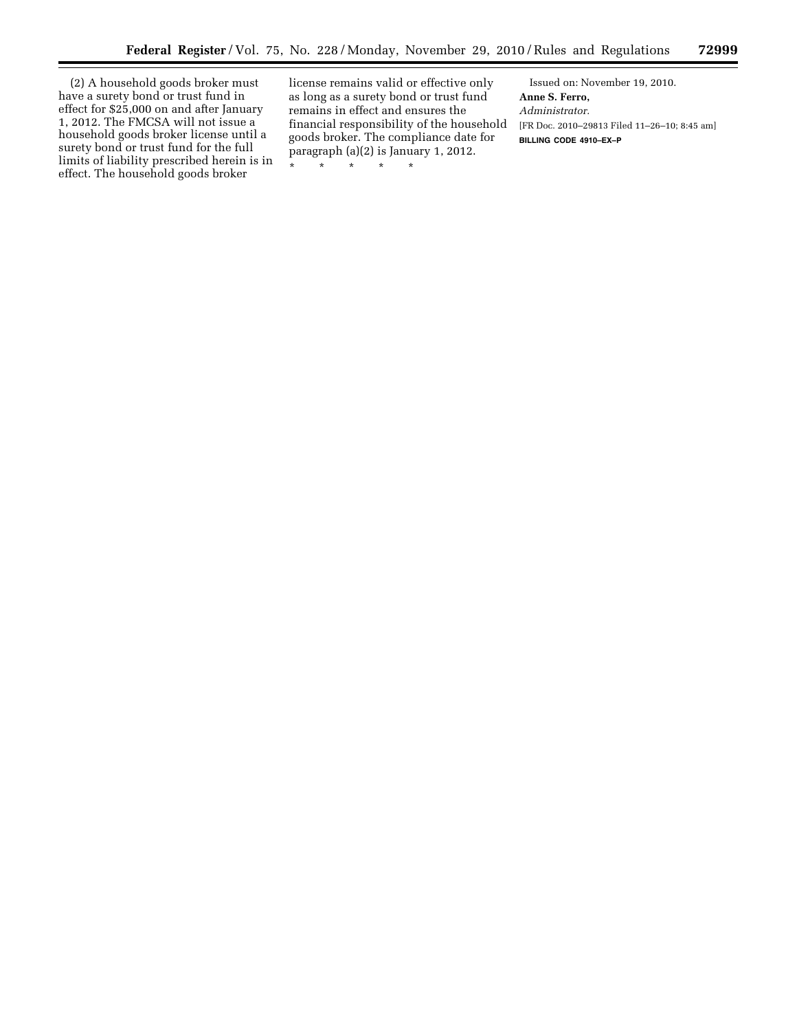(2) A household goods broker must have a surety bond or trust fund in effect for $25,000 on and after January 1, 2012. The FMCSA will not issue a household goods broker license until a surety bond or trust fund for the full limits of liability prescribed herein is in effect. The household goods broker license remains valid or effective only as long as a surety bond or trust fund remains in effect and ensures the financial responsibility of the household goods broker. The compliance date for paragraph (a)(2) is January 1, 2012.

\* \* \* \* \*

Issued on: November 19, 2010.

**Anne S. Ferro,**

*Administrator.*

[FR Doc. 2010–29813 Filed 11–26–10; 8:45 am]

**BILLING CODE 4910–EX–P**